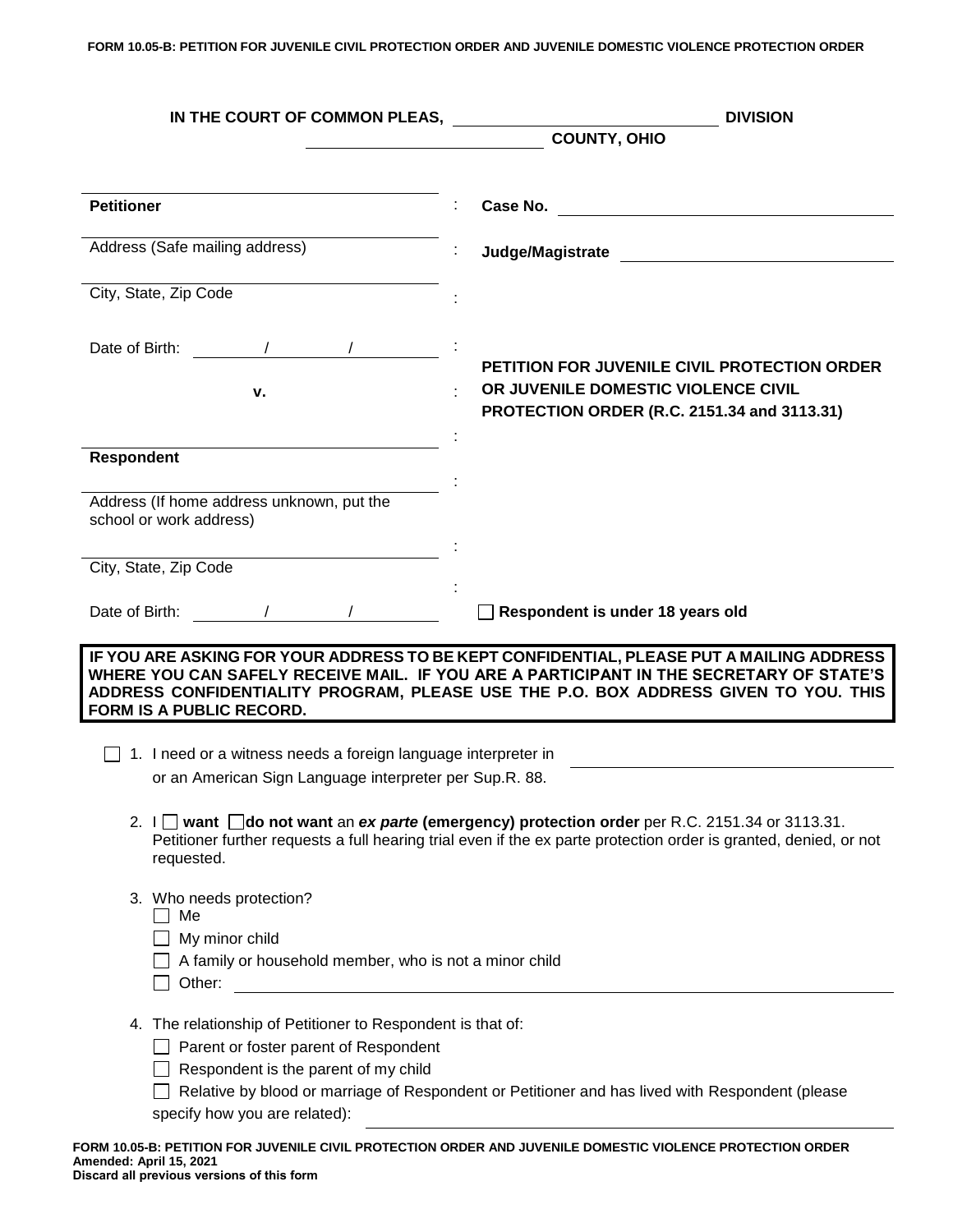IN THE COURT OF COMMON PLEAS, ______________________ DIVISION

______________________ COUNTY, OHIO

| | | |
|---|---|---|
| **Petitioner** | : | **Case No.** ______________________ |
| Address (Safe mailing address) | : | **Judge/Magistrate** ______________________ |
| City, State, Zip Code | : | |
| Date of Birth: ____/____/____ | : | **PETITION FOR JUVENILE CIVIL PROTECTION ORDER OR JUVENILE DOMESTIC VIOLENCE CIVIL PROTECTION ORDER (R.C. 2151.34 and 3113.31)** |
| **v.** | : | |
| | : | |
| **Respondent** | : | |
| Address (If home address unknown, put the school or work address) | : | |
| City, State, Zip Code | : | |
| Date of Birth: ____/____/____ | | ☐ **Respondent is under 18 years old** |

**IF YOU ARE ASKING FOR YOUR ADDRESS TO BE KEPT CONFIDENTIAL, PLEASE PUT A MAILING ADDRESS WHERE YOU CAN SAFELY RECEIVE MAIL. IF YOU ARE A PARTICIPANT IN THE SECRETARY OF STATE'S ADDRESS CONFIDENTIALITY PROGRAM, PLEASE USE THE P.O. BOX ADDRESS GIVEN TO YOU. THIS FORM IS A PUBLIC RECORD.**

☐ 1. I need or a witness needs a foreign language interpreter in ______________________ or an American Sign Language interpreter per Sup.R. 88.

2. I ☐ **want** ☐ **do not want** an ***ex parte*** **(emergency) protection order** per R.C. 2151.34 or 3113.31. Petitioner further requests a full hearing trial even if the ex parte protection order is granted, denied, or not requested.

3. Who needs protection?
   - ☐ Me
   - ☐ My minor child
   - ☐ A family or household member, who is not a minor child
   - ☐ Other: ______________________

4. The relationship of Petitioner to Respondent is that of:
   - ☐ Parent or foster parent of Respondent
   - ☐ Respondent is the parent of my child
   - ☐ Relative by blood or marriage of Respondent or Petitioner and has lived with Respondent (please specify how you are related): ______________________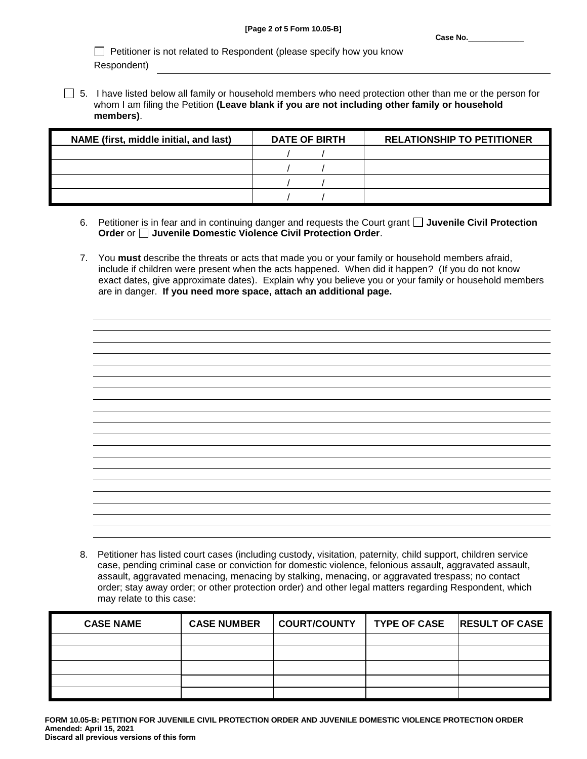Case No.____________

☐ Petitioner is not related to Respondent (please specify how you know Respondent) ________________________________________________

☐ 5. I have listed below all family or household members who need protection other than me or the person for whom I am filing the Petition **(Leave blank if you are not including other family or household members)**.

| NAME (first, middle initial, and last) | DATE OF BIRTH | RELATIONSHIP TO PETITIONER |
|---|---|---|
| | / / | |
| | / / | |
| | / / | |
| | / / | |

6. Petitioner is in fear and in continuing danger and requests the Court grant ☐ **Juvenile Civil Protection Order** or ☐ **Juvenile Domestic Violence Civil Protection Order**.

7. You **must** describe the threats or acts that made you or your family or household members afraid, include if children were present when the acts happened. When did it happen? (If you do not know exact dates, give approximate dates). Explain why you believe you or your family or household members are in danger. **If you need more space, attach an additional page.**

________________________________________________
________________________________________________
________________________________________________
________________________________________________
________________________________________________
________________________________________________
________________________________________________
________________________________________________
________________________________________________
________________________________________________
________________________________________________
________________________________________________
________________________________________________
________________________________________________
________________________________________________
________________________________________________
________________________________________________
________________________________________________
________________________________________________
________________________________________________

8. Petitioner has listed court cases (including custody, visitation, paternity, child support, children service case, pending criminal case or conviction for domestic violence, felonious assault, aggravated assault, assault, aggravated menacing, menacing by stalking, menacing, or aggravated trespass; no contact order; stay away order; or other protection order) and other legal matters regarding Respondent, which may relate to this case:

| CASE NAME | CASE NUMBER | COURT/COUNTY | TYPE OF CASE | RESULT OF CASE |
|---|---|---|---|---|
| | | | | |
| | | | | |
| | | | | |
| | | | | |
| | | | | |

**FORM 10.05-B: PETITION FOR JUVENILE CIVIL PROTECTION ORDER AND JUVENILE DOMESTIC VIOLENCE PROTECTION ORDER**
**Amended: April 15, 2021**
**Discard all previous versions of this form**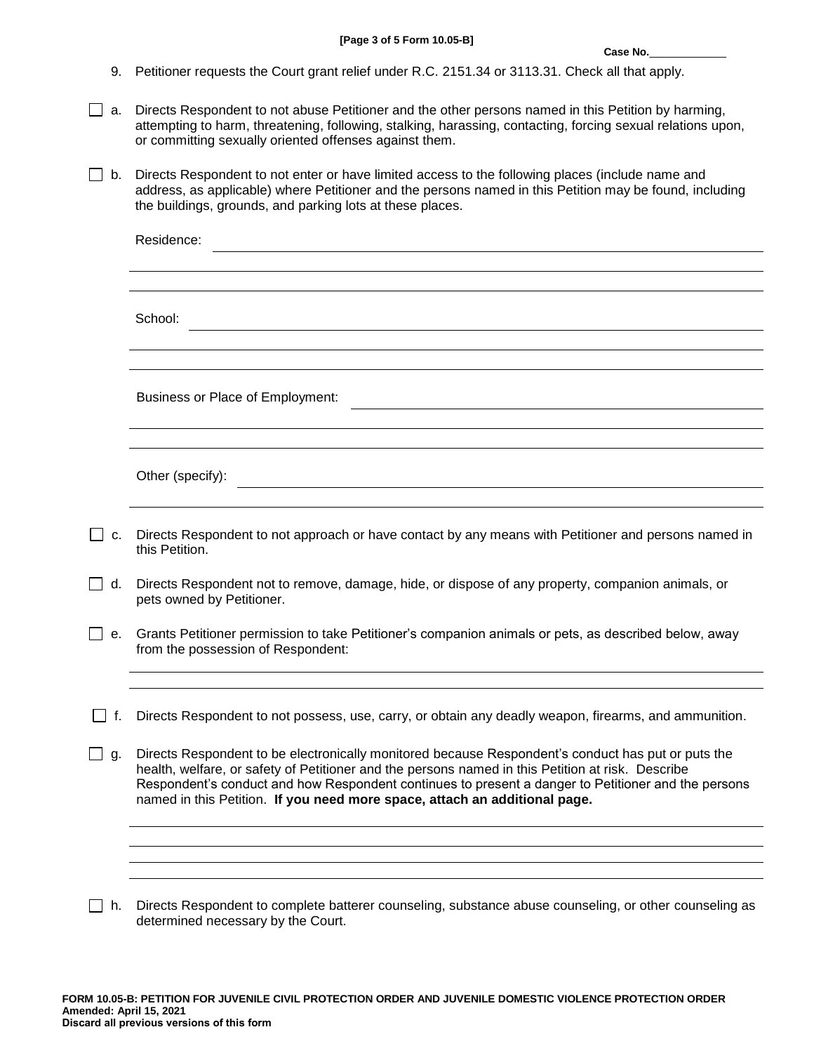Case No.____________

9. Petitioner requests the Court grant relief under R.C. 2151.34 or 3113.31. Check all that apply.

☐ a. Directs Respondent to not abuse Petitioner and the other persons named in this Petition by harming, attempting to harm, threatening, following, stalking, harassing, contacting, forcing sexual relations upon, or committing sexually oriented offenses against them.

☐ b. Directs Respondent to not enter or have limited access to the following places (include name and address, as applicable) where Petitioner and the persons named in this Petition may be found, including the buildings, grounds, and parking lots at these places.

Residence: ______________________________________________

______________________________________________

______________________________________________

School: ______________________________________________

______________________________________________

______________________________________________

Business or Place of Employment: ______________________________________________

______________________________________________

______________________________________________

Other (specify): ______________________________________________

______________________________________________

☐ c. Directs Respondent to not approach or have contact by any means with Petitioner and persons named in this Petition.

☐ d. Directs Respondent not to remove, damage, hide, or dispose of any property, companion animals, or pets owned by Petitioner.

☐ e. Grants Petitioner permission to take Petitioner's companion animals or pets, as described below, away from the possession of Respondent:

______________________________________________

______________________________________________

☐ f. Directs Respondent to not possess, use, carry, or obtain any deadly weapon, firearms, and ammunition.

☐ g. Directs Respondent to be electronically monitored because Respondent's conduct has put or puts the health, welfare, or safety of Petitioner and the persons named in this Petition at risk. Describe Respondent's conduct and how Respondent continues to present a danger to Petitioner and the persons named in this Petition. **If you need more space, attach an additional page.**

______________________________________________

______________________________________________

______________________________________________

______________________________________________

☐ h. Directs Respondent to complete batterer counseling, substance abuse counseling, or other counseling as determined necessary by the Court.

**FORM 10.05-B: PETITION FOR JUVENILE CIVIL PROTECTION ORDER AND JUVENILE DOMESTIC VIOLENCE PROTECTION ORDER**
**Amended: April 15, 2021**
**Discard all previous versions of this form**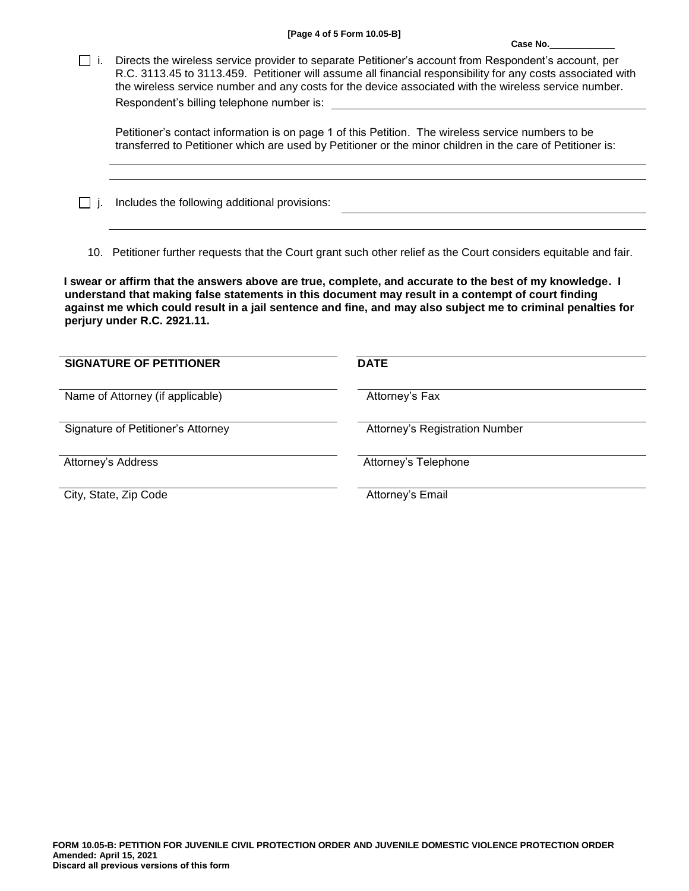Case No.____________

☐ i. Directs the wireless service provider to separate Petitioner's account from Respondent's account, per R.C. 3113.45 to 3113.459. Petitioner will assume all financial responsibility for any costs associated with the wireless service number and any costs for the device associated with the wireless service number.

Respondent's billing telephone number is: ______________________________

Petitioner's contact information is on page 1 of this Petition. The wireless service numbers to be transferred to Petitioner which are used by Petitioner or the minor children in the care of Petitioner is:

______________________________________________________________

______________________________________________________________

☐ j. Includes the following additional provisions: ______________________________

______________________________________________________________

10. Petitioner further requests that the Court grant such other relief as the Court considers equitable and fair.

**I swear or affirm that the answers above are true, complete, and accurate to the best of my knowledge. I understand that making false statements in this document may result in a contempt of court finding against me which could result in a jail sentence and fine, and may also subject me to criminal penalties for perjury under R.C. 2921.11.**

| | |
|---|---|
| **SIGNATURE OF PETITIONER** | **DATE** |
| Name of Attorney (if applicable) | Attorney's Fax |
| Signature of Petitioner's Attorney | Attorney's Registration Number |
| Attorney's Address | Attorney's Telephone |
| City, State, Zip Code | Attorney's Email |

**FORM 10.05-B: PETITION FOR JUVENILE CIVIL PROTECTION ORDER AND JUVENILE DOMESTIC VIOLENCE PROTECTION ORDER**
**Amended: April 15, 2021**
**Discard all previous versions of this form**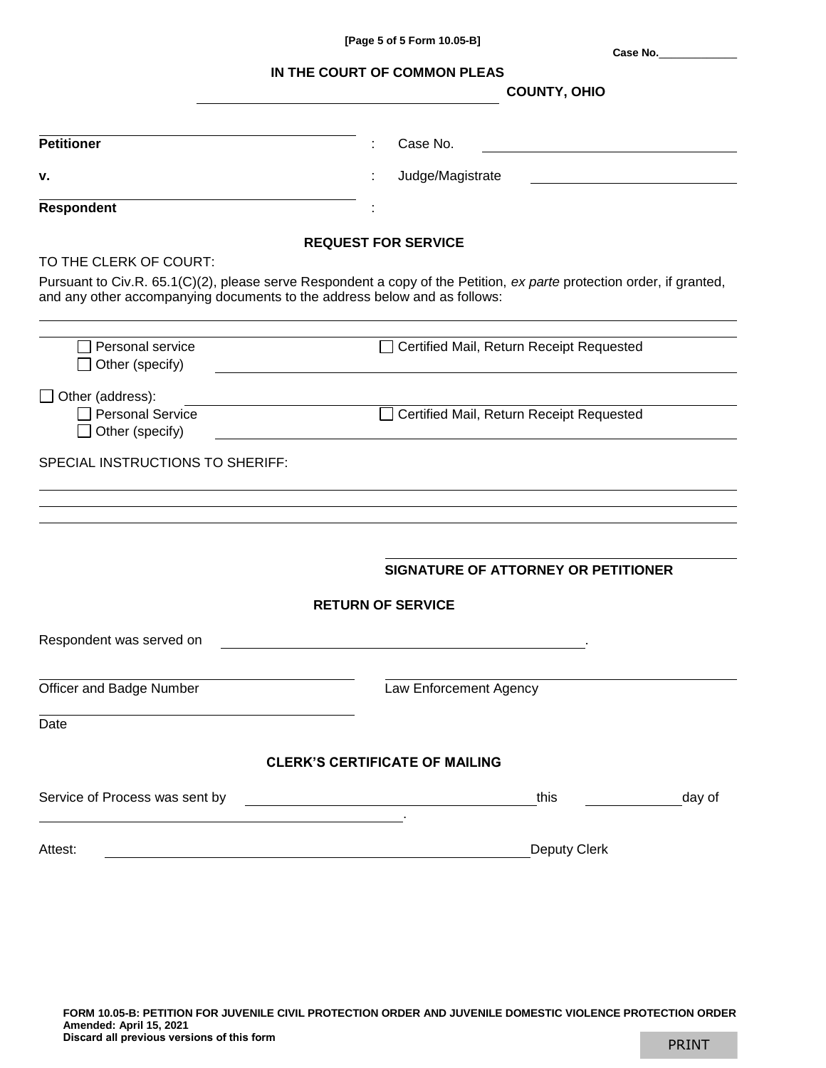[Page 5 of 5 Form 10.05-B]

Case No.____________

**IN THE COURT OF COMMON PLEAS**

________________________________________ **COUNTY, OHIO**

| | | |
|---|---|---|
| ______________________________ **Petitioner** | : | Case No. ______________________ |
| **v.** | : | Judge/Magistrate ______________________ |
| ______________________________ **Respondent** | : | |

**REQUEST FOR SERVICE**

TO THE CLERK OF COURT:

Pursuant to Civ.R. 65.1(C)(2), please serve Respondent a copy of the Petition, *ex parte* protection order, if granted, and any other accompanying documents to the address below and as follows:

______________________________________________________________________

______________________________________________________________________

☐ Personal service ☐ Certified Mail, Return Receipt Requested
☐ Other (specify) ______________________________________________

☐ Other (address): ______________________________________________
☐ Personal Service ☐ Certified Mail, Return Receipt Requested
☐ Other (specify) ______________________________________________

SPECIAL INSTRUCTIONS TO SHERIFF:

______________________________________________________________________

______________________________________________________________________

______________________________________________________________________

______________________________
**SIGNATURE OF ATTORNEY OR PETITIONER**

**RETURN OF SERVICE**

Respondent was served on ______________________________.

______________________________ ______________________________
Officer and Badge Number Law Enforcement Agency

______________________________
Date

**CLERK'S CERTIFICATE OF MAILING**

Service of Process was sent by ______________________ this __________ day of ______________________.

Attest: ______________________________ Deputy Clerk

**FORM 10.05-B: PETITION FOR JUVENILE CIVIL PROTECTION ORDER AND JUVENILE DOMESTIC VIOLENCE PROTECTION ORDER**
**Amended: April 15, 2021**
**Discard all previous versions of this form**

PRINT